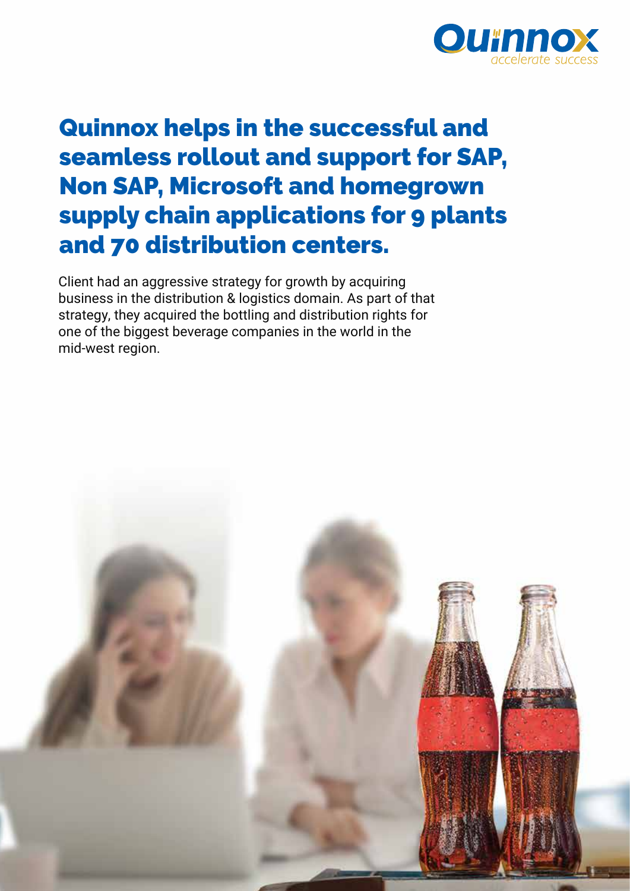# Quinnox helps in the successful and seamless rollout and support for SAP, Non SAP, Microsoft and homegrown supply chain applications for 9 plants and 70 distribution centers.

Client had an aggressive strategy for growth by acquiring business in the distribution & logistics domain. As part of that strategy, they acquired the bottling and distribution rights for one of the biggest beverage companies in the world in the mid-west region.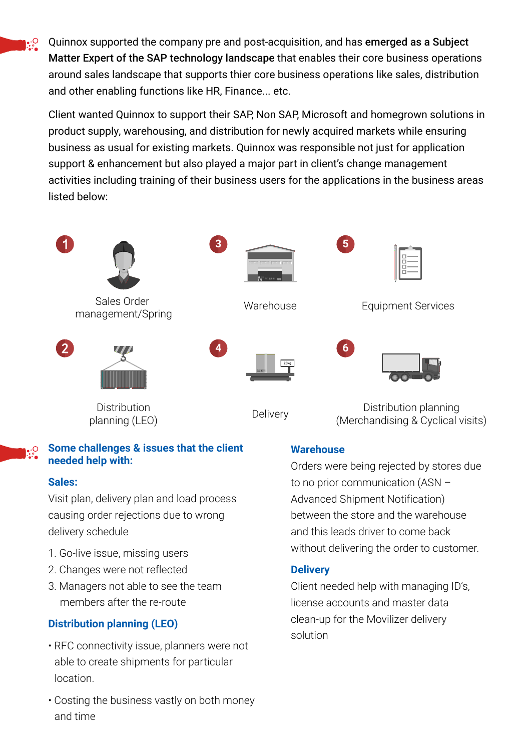Quinnox supported the company pre and post-acquisition, and has **emerged as a Subject Matter Expert of the SAP technology landscape** that enables their core business operations around sales landscape that supports thier core business operations like sales, distribution and other enabling functions like HR, Finance... etc.

Client wanted Quinnox to support their SAP, Non SAP, Microsoft and homegrown solutions in product supply, warehousing, and distribution for newly acquired markets while ensuring business as usual for existing markets. Quinnox was responsible not just for application support & enhancement but also played a major part in client's change management activities including training of their business users for the applications in the business areas listed below:

1. Sales Order management/Spring
2. Distribution planning (LEO)
3. Warehouse
4. Delivery
5. Equipment Services
6. Distribution planning (Merchandising & Cyclical visits)

## Some challenges & issues that the client needed help with:

### Sales:

Visit plan, delivery plan and load process causing order rejections due to wrong delivery schedule

1. Go-live issue, missing users
2. Changes were not reflected
3. Managers not able to see the team members after the re-route

### Distribution planning (LEO)

- RFC connectivity issue, planners were not able to create shipments for particular location.
- Costing the business vastly on both money and time

### Warehouse

Orders were being rejected by stores due to no prior communication (ASN – Advanced Shipment Notification) between the store and the warehouse and this leads driver to come back without delivering the order to customer.

### Delivery

Client needed help with managing ID's, license accounts and master data clean-up for the Movilizer delivery solution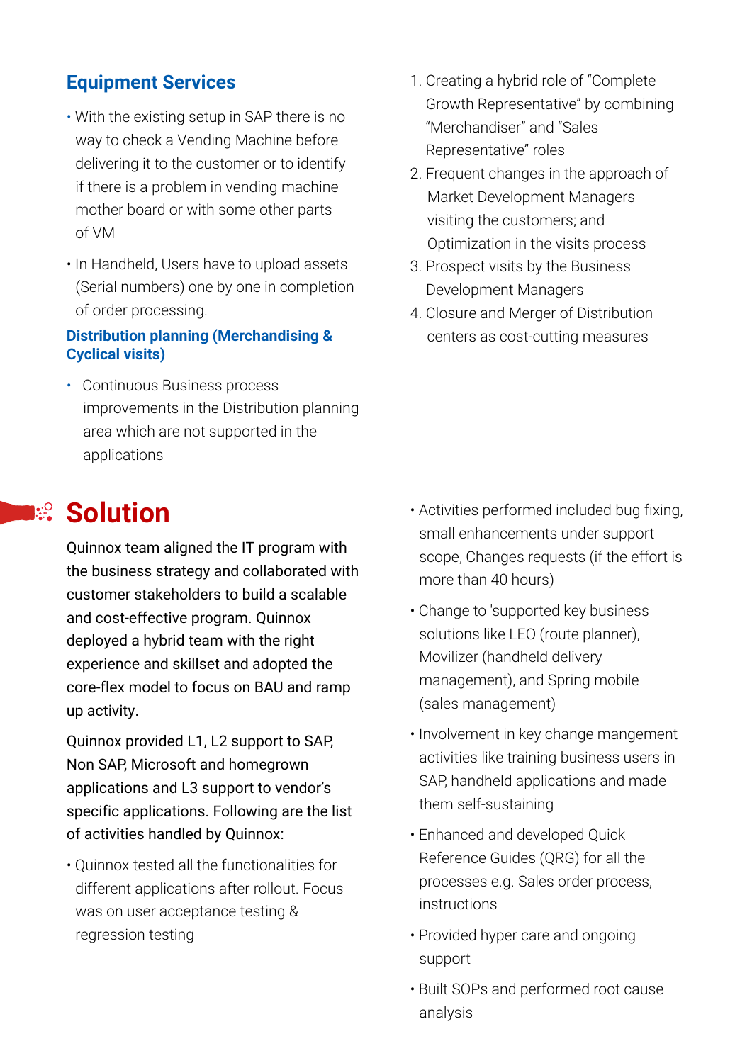## Equipment Services

- With the existing setup in SAP there is no way to check a Vending Machine before delivering it to the customer or to identify if there is a problem in vending machine mother board or with some other parts of VM
- In Handheld, Users have to upload assets (Serial numbers) one by one in completion of order processing.

### Distribution planning (Merchandising & Cyclical visits)

- Continuous Business process improvements in the Distribution planning area which are not supported in the applications

1. Creating a hybrid role of "Complete Growth Representative" by combining "Merchandiser" and "Sales Representative" roles
2. Frequent changes in the approach of Market Development Managers visiting the customers; and Optimization in the visits process
3. Prospect visits by the Business Development Managers
4. Closure and Merger of Distribution centers as cost-cutting measures

# Solution

Quinnox team aligned the IT program with the business strategy and collaborated with customer stakeholders to build a scalable and cost-effective program. Quinnox deployed a hybrid team with the right experience and skillset and adopted the core-flex model to focus on BAU and ramp up activity.

Quinnox provided L1, L2 support to SAP, Non SAP, Microsoft and homegrown applications and L3 support to vendor's specific applications. Following are the list of activities handled by Quinnox:

- Quinnox tested all the functionalities for different applications after rollout. Focus was on user acceptance testing & regression testing
- Activities performed included bug fixing, small enhancements under support scope, Changes requests (if the effort is more than 40 hours)
- Change to 'supported key business solutions like LEO (route planner), Movilizer (handheld delivery management), and Spring mobile (sales management)
- Involvement in key change mangement activities like training business users in SAP, handheld applications and made them self-sustaining
- Enhanced and developed Quick Reference Guides (QRG) for all the processes e.g. Sales order process, instructions
- Provided hyper care and ongoing support
- Built SOPs and performed root cause analysis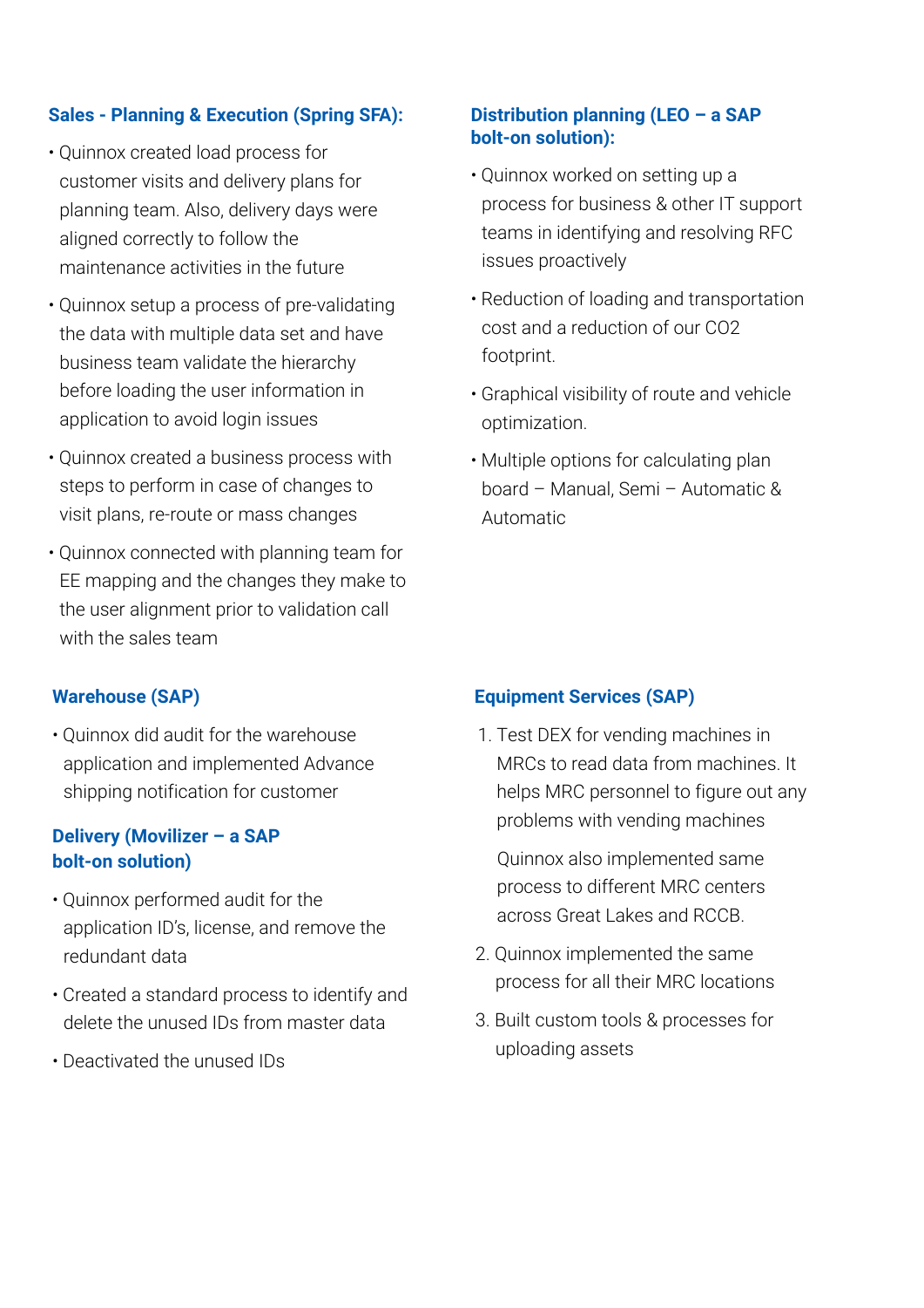### Sales - Planning & Execution (Spring SFA):

- Quinnox created load process for customer visits and delivery plans for planning team. Also, delivery days were aligned correctly to follow the maintenance activities in the future
- Quinnox setup a process of pre-validating the data with multiple data set and have business team validate the hierarchy before loading the user information in application to avoid login issues
- Quinnox created a business process with steps to perform in case of changes to visit plans, re-route or mass changes
- Quinnox connected with planning team for EE mapping and the changes they make to the user alignment prior to validation call with the sales team

### Distribution planning (LEO – a SAP bolt-on solution):

- Quinnox worked on setting up a process for business & other IT support teams in identifying and resolving RFC issues proactively
- Reduction of loading and transportation cost and a reduction of our $CO_2$ footprint.
- Graphical visibility of route and vehicle optimization.
- Multiple options for calculating plan board – Manual, Semi – Automatic & Automatic

### Warehouse (SAP)

- Quinnox did audit for the warehouse application and implemented Advance shipping notification for customer

### Delivery (Movilizer – a SAP bolt-on solution)

- Quinnox performed audit for the application ID's, license, and remove the redundant data
- Created a standard process to identify and delete the unused IDs from master data
- Deactivated the unused IDs

### Equipment Services (SAP)

1. Test DEX for vending machines in MRCs to read data from machines. It helps MRC personnel to figure out any problems with vending machines

   Quinnox also implemented same process to different MRC centers across Great Lakes and RCCB.
2. Quinnox implemented the same process for all their MRC locations
3. Built custom tools & processes for uploading assets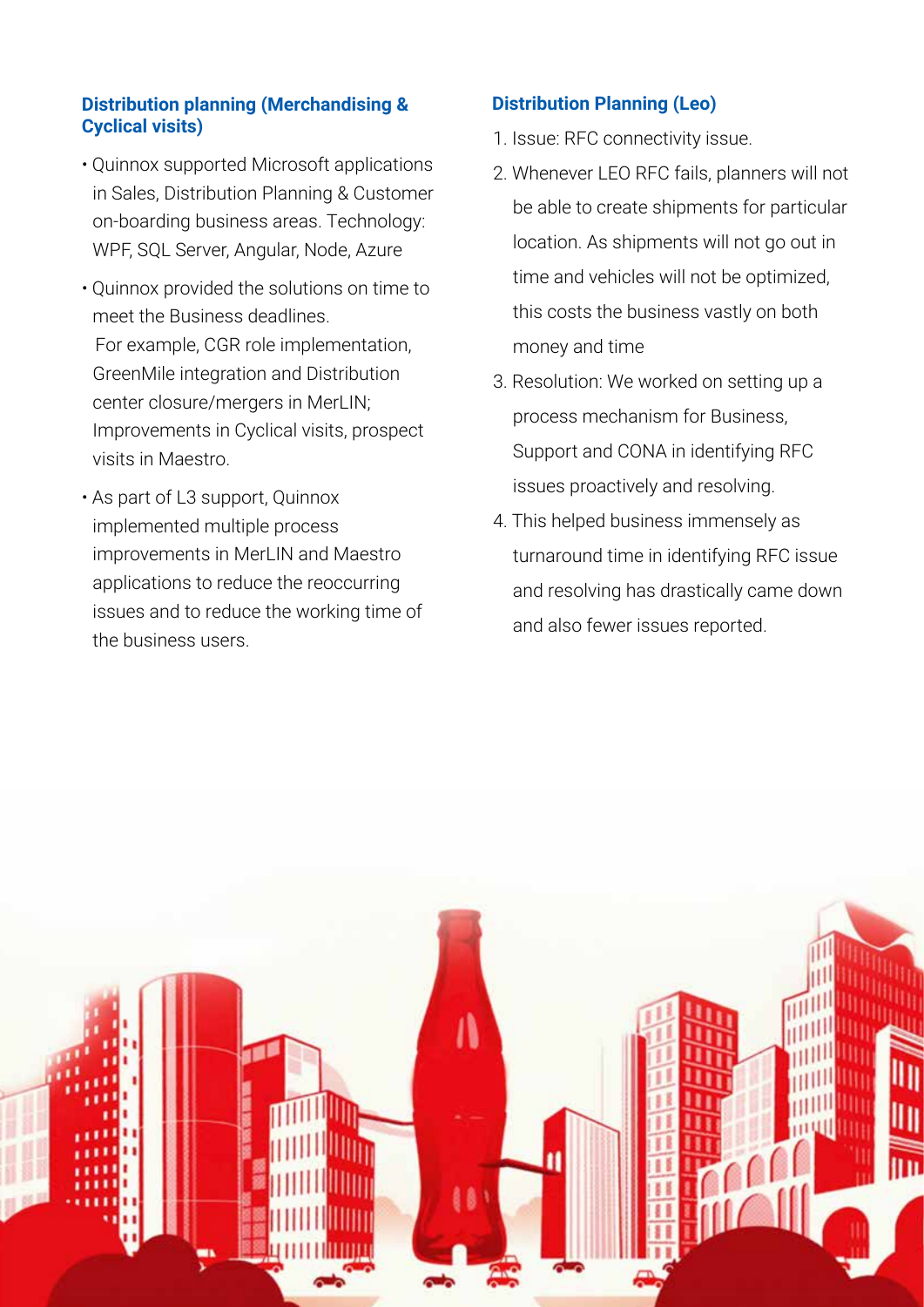### Distribution planning (Merchandising & Cyclical visits)

- Quinnox supported Microsoft applications in Sales, Distribution Planning & Customer on-boarding business areas. Technology: WPF, SQL Server, Angular, Node, Azure
- Quinnox provided the solutions on time to meet the Business deadlines.
  For example, CGR role implementation, GreenMile integration and Distribution center closure/mergers in MerLIN; Improvements in Cyclical visits, prospect visits in Maestro.
- As part of L3 support, Quinnox implemented multiple process improvements in MerLIN and Maestro applications to reduce the reoccurring issues and to reduce the working time of the business users.

### Distribution Planning (Leo)

1. Issue: RFC connectivity issue.
2. Whenever LEO RFC fails, planners will not be able to create shipments for particular location. As shipments will not go out in time and vehicles will not be optimized, this costs the business vastly on both money and time
3. Resolution: We worked on setting up a process mechanism for Business, Support and CONA in identifying RFC issues proactively and resolving.
4. This helped business immensely as turnaround time in identifying RFC issue and resolving has drastically came down and also fewer issues reported.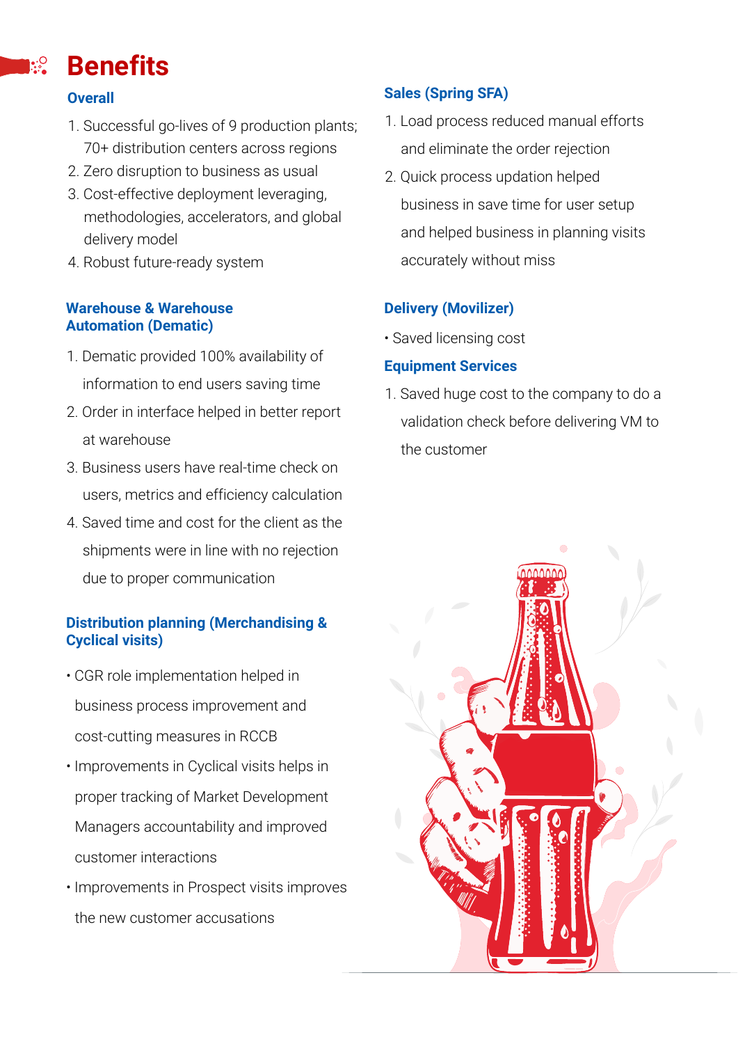# Benefits

## Overall

1. Successful go-lives of 9 production plants; 70+ distribution centers across regions
2. Zero disruption to business as usual
3. Cost-effective deployment leveraging, methodologies, accelerators, and global delivery model
4. Robust future-ready system

## Warehouse & Warehouse Automation (Dematic)

1. Dematic provided 100% availability of information to end users saving time
2. Order in interface helped in better report at warehouse
3. Business users have real-time check on users, metrics and efficiency calculation
4. Saved time and cost for the client as the shipments were in line with no rejection due to proper communication

## Distribution planning (Merchandising & Cyclical visits)

- CGR role implementation helped in business process improvement and cost-cutting measures in RCCB
- Improvements in Cyclical visits helps in proper tracking of Market Development Managers accountability and improved customer interactions
- Improvements in Prospect visits improves the new customer accusations

## Sales (Spring SFA)

1. Load process reduced manual efforts and eliminate the order rejection
2. Quick process updation helped business in save time for user setup and helped business in planning visits accurately without miss

## Delivery (Movilizer)

- Saved licensing cost

## Equipment Services

1. Saved huge cost to the company to do a validation check before delivering VM to the customer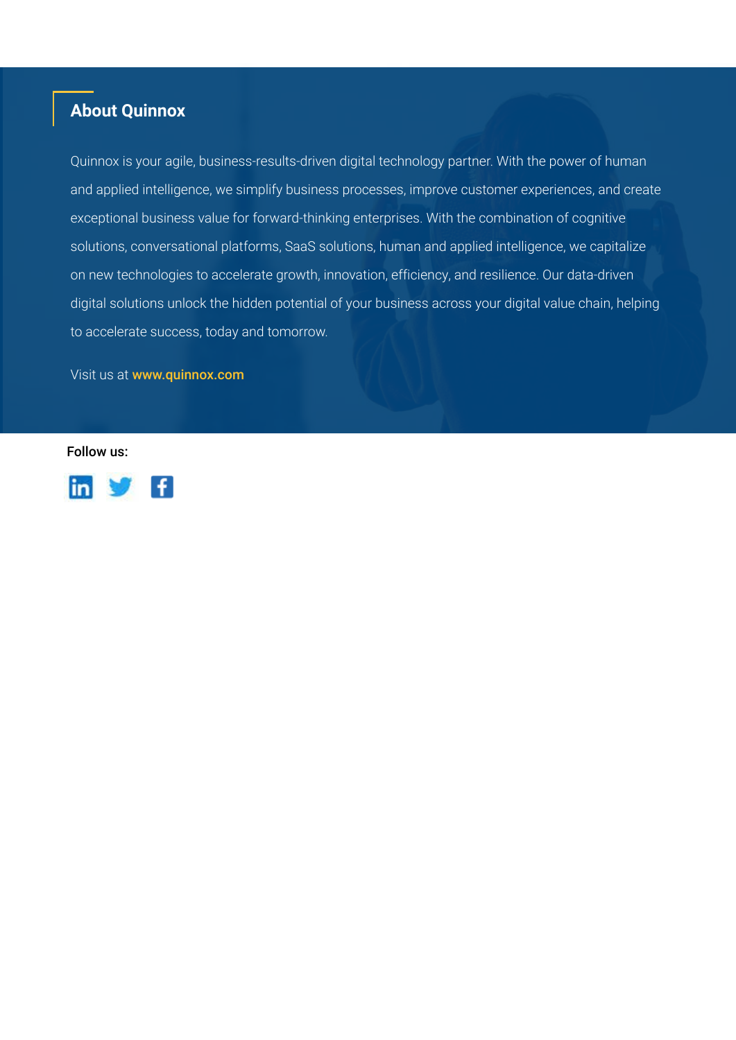## About Quinnox

Quinnox is your agile, business-results-driven digital technology partner. With the power of human and applied intelligence, we simplify business processes, improve customer experiences, and create exceptional business value for forward-thinking enterprises. With the combination of cognitive solutions, conversational platforms, SaaS solutions, human and applied intelligence, we capitalize on new technologies to accelerate growth, innovation, efficiency, and resilience. Our data-driven digital solutions unlock the hidden potential of your business across your digital value chain, helping to accelerate success, today and tomorrow.

Visit us at **www.quinnox.com**

Follow us: